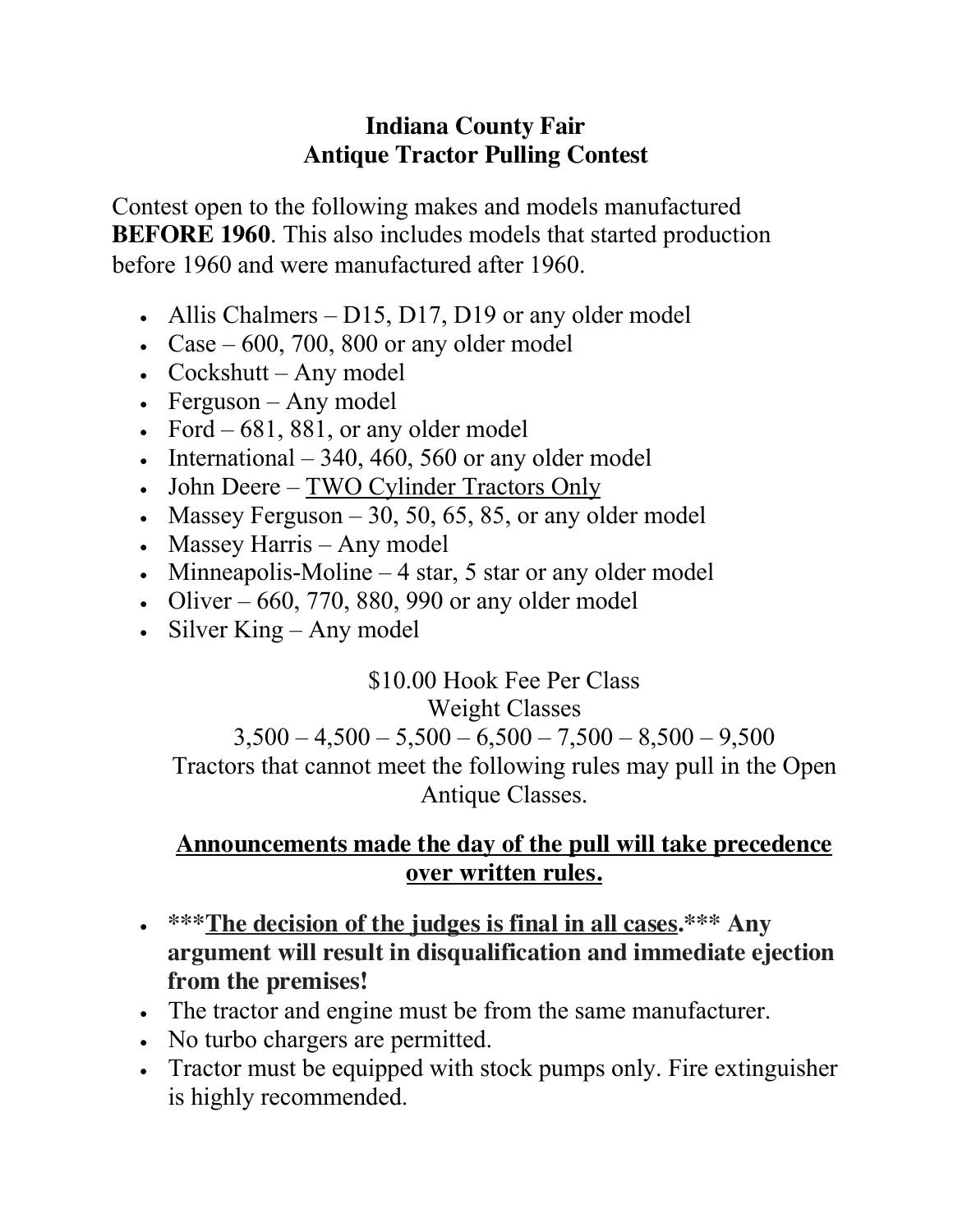# Indiana County Fair
## Antique Tractor Pulling Contest

Contest open to the following makes and models manufactured **BEFORE 1960**. This also includes models that started production before 1960 and were manufactured after 1960.

- Allis Chalmers – D15, D17, D19 or any older model
- Case – 600, 700, 800 or any older model
- Cockshutt – Any model
- Ferguson – Any model
- Ford – 681, 881, or any older model
- International – 340, 460, 560 or any older model
- John Deere – <u>TWO Cylinder Tractors Only</u>
- Massey Ferguson – 30, 50, 65, 85, or any older model
- Massey Harris – Any model
- Minneapolis-Moline – 4 star, 5 star or any older model
- Oliver – 660, 770, 880, 990 or any older model
- Silver King – Any model

$10.00 Hook Fee Per Class

Weight Classes

3,500 – 4,500 – 5,500 – 6,500 – 7,500 – 8,500 – 9,500

Tractors that cannot meet the following rules may pull in the Open Antique Classes.

**<u>Announcements made the day of the pull will take precedence over written rules.</u>**

- ***\*\*\*<u>The decision of the judges is final in all cases</u>.\*\*\* Any argument will result in disqualification and immediate ejection from the premises!***
- The tractor and engine must be from the same manufacturer.
- No turbo chargers are permitted.
- Tractor must be equipped with stock pumps only. Fire extinguisher is highly recommended.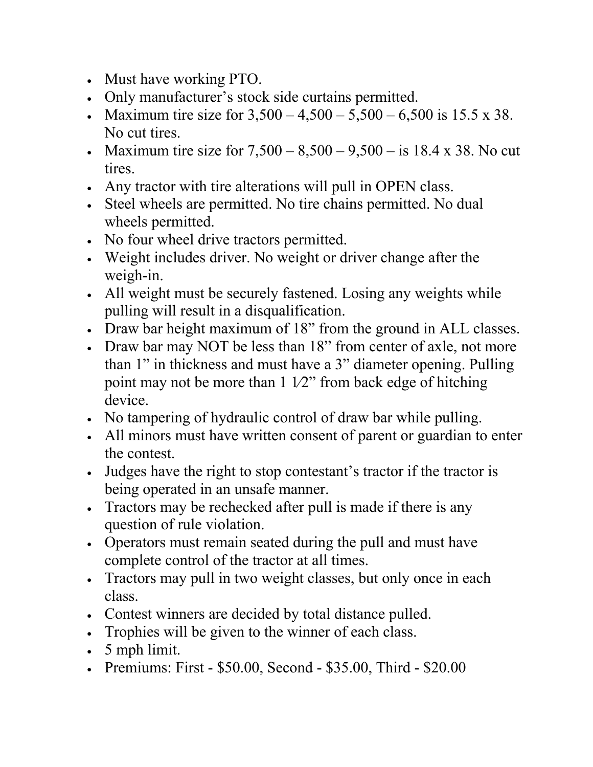- Must have working PTO.
- Only manufacturer's stock side curtains permitted.
- Maximum tire size for 3,500 – 4,500 – 5,500 – 6,500 is 15.5 x 38. No cut tires.
- Maximum tire size for 7,500 – 8,500 – 9,500 – is 18.4 x 38. No cut tires.
- Any tractor with tire alterations will pull in OPEN class.
- Steel wheels are permitted. No tire chains permitted. No dual wheels permitted.
- No four wheel drive tractors permitted.
- Weight includes driver. No weight or driver change after the weigh-in.
- All weight must be securely fastened. Losing any weights while pulling will result in a disqualification.
- Draw bar height maximum of 18" from the ground in ALL classes.
- Draw bar may NOT be less than 18" from center of axle, not more than 1" in thickness and must have a 3" diameter opening. Pulling point may not be more than 1 1⁄2" from back edge of hitching device.
- No tampering of hydraulic control of draw bar while pulling.
- All minors must have written consent of parent or guardian to enter the contest.
- Judges have the right to stop contestant's tractor if the tractor is being operated in an unsafe manner.
- Tractors may be rechecked after pull is made if there is any question of rule violation.
- Operators must remain seated during the pull and must have complete control of the tractor at all times.
- Tractors may pull in two weight classes, but only once in each class.
- Contest winners are decided by total distance pulled.
- Trophies will be given to the winner of each class.
- 5 mph limit.
- Premiums: First - $50.00, Second - $35.00, Third - $20.00